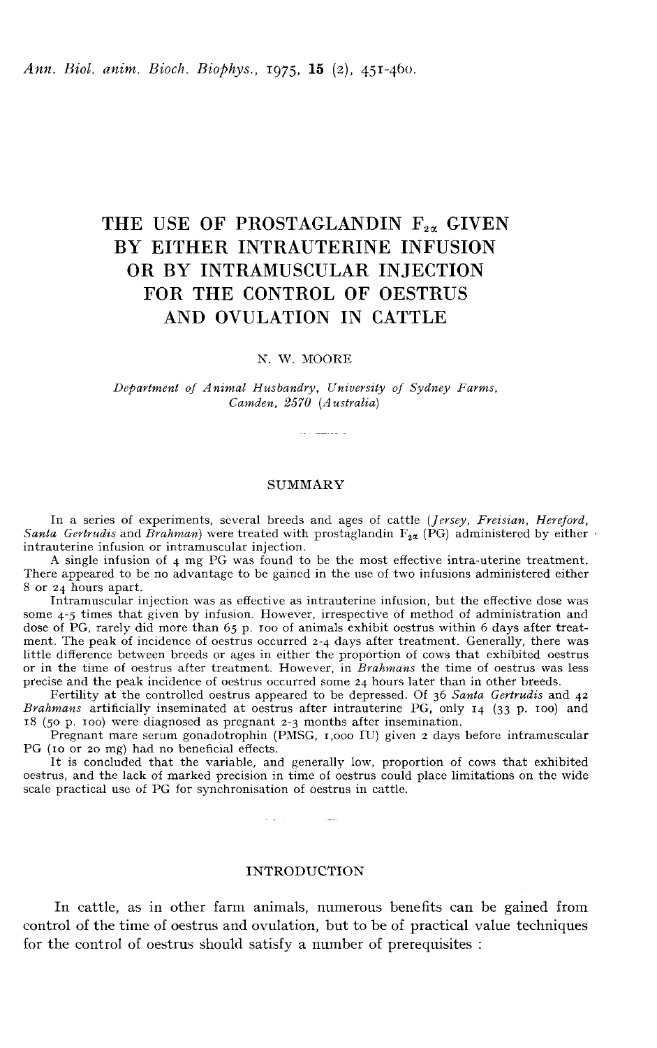# THE USE OF PROSTAGLANDIN $F_{2\alpha}$ GIVEN BY EITHER INTRAUTERINE INFUSION OR BY INTRAMUSCULAR INJECTION FOR THE CONTROL OF OESTRUS AND OVULATION IN CATTLE

N. W. MOORE

*Department of Animal Husbandry, University of Sydney Farms, Camden, 2570 (Australia)*

## SUMMARY

In a series of experiments, several breeds and ages of cattle (*Jersey, Freisian, Hereford, Santa Gertrudis* and *Brahman*) were treated with prostaglandin $F_{2\alpha}$ (PG) administered by either intrauterine infusion or intramuscular injection.

A single infusion of 4 mg PG was found to be the most effective intra-uterine treatment. There appeared to be no advantage to be gained in the use of two infusions administered either 8 or 24 hours apart.

Intramuscular injection was as effective as intrauterine infusion, but the effective dose was some 4-5 times that given by infusion. However, irrespective of method of administration and dose of PG, rarely did more than 65 p. 100 of animals exhibit oestrus within 6 days after treatment. The peak of incidence of oestrus occurred 2-4 days after treatment. Generally, there was little difference between breeds or ages in either the proportion of cows that exhibited oestrus or in the time of oestrus after treatment. However, in *Brahmans* the time of oestrus was less precise and the peak incidence of oestrus occurred some 24 hours later than in other breeds.

Fertility at the controlled oestrus appeared to be depressed. Of 36 *Santa Gertrudis* and 42 *Brahmans* artificially inseminated at oestrus after intrauterine PG, only 14 (33 p. 100) and 18 (50 p. 100) were diagnosed as pregnant 2-3 months after insemination.

Pregnant mare serum gonadotrophin (PMSG, 1,000 IU) given 2 days before intramuscular PG (10 or 20 mg) had no beneficial effects.

It is concluded that the variable, and generally low, proportion of cows that exhibited oestrus, and the lack of marked precision in time of oestrus could place limitations on the wide scale practical use of PG for synchronisation of oestrus in cattle.

## INTRODUCTION

In cattle, as in other farm animals, numerous benefits can be gained from control of the time of oestrus and ovulation, but to be of practical value techniques for the control of oestrus should satisfy a number of prerequisites :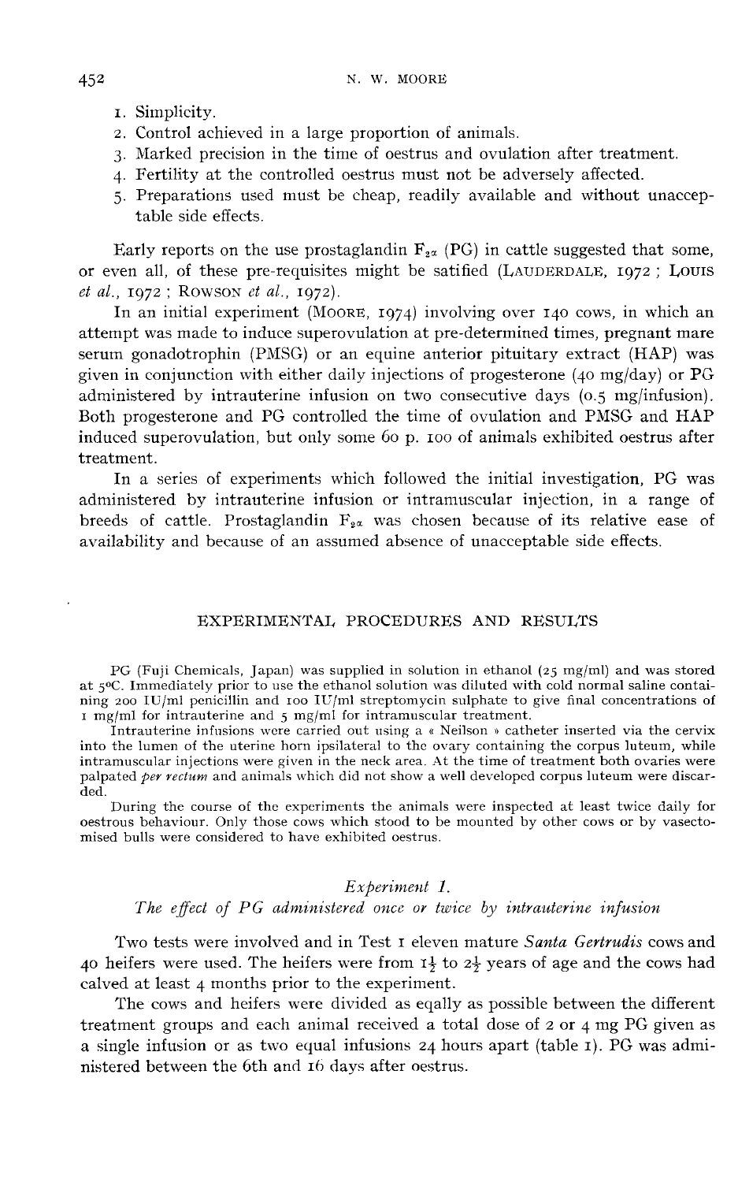1. Simplicity.
2. Control achieved in a large proportion of animals.
3. Marked precision in the time of oestrus and ovulation after treatment.
4. Fertility at the controlled oestrus must not be adversely affected.
5. Preparations used must be cheap, readily available and without unacceptable side effects.

Early reports on the use prostaglandin $F_{2\alpha}$ (PG) in cattle suggested that some, or even all, of these pre-requisites might be satified (LAUDERDALE, 1972 ; LOUIS *et al.*, 1972 ; ROWSON *et al.*, 1972).

In an initial experiment (MOORE, 1974) involving over 140 cows, in which an attempt was made to induce superovulation at pre-determined times, pregnant mare serum gonadotrophin (PMSG) or an equine anterior pituitary extract (HAP) was given in conjunction with either daily injections of progesterone (40 mg/day) or PG administered by intrauterine infusion on two consecutive days (0.5 mg/infusion). Both progesterone and PG controlled the time of ovulation and PMSG and HAP induced superovulation, but only some 60 p. 100 of animals exhibited oestrus after treatment.

In a series of experiments which followed the initial investigation, PG was administered by intrauterine infusion or intramuscular injection, in a range of breeds of cattle. Prostaglandin $F_{2\alpha}$ was chosen because of its relative ease of availability and because of an assumed absence of unacceptable side effects.

## EXPERIMENTAL PROCEDURES AND RESULTS

PG (Fuji Chemicals, Japan) was supplied in solution in ethanol (25 mg/ml) and was stored at 5°C. Immediately prior to use the ethanol solution was diluted with cold normal saline containing 200 IU/ml penicillin and 100 IU/ml streptomycin sulphate to give final concentrations of 1 mg/ml for intrauterine and 5 mg/ml for intramuscular treatment.

Intrauterine infusions were carried out using a « Neilson » catheter inserted via the cervix into the lumen of the uterine horn ipsilateral to the ovary containing the corpus luteum, while intramuscular injections were given in the neck area. At the time of treatment both ovaries were palpated *per rectum* and animals which did not show a well developed corpus luteum were discarded.

During the course of the experiments the animals were inspected at least twice daily for oestrous behaviour. Only those cows which stood to be mounted by other cows or by vasectomised bulls were considered to have exhibited oestrus.

### *Experiment 1.*
### *The effect of PG administered once or twice by intrauterine infusion*

Two tests were involved and in Test 1 eleven mature *Santa Gertrudis* cows and 40 heifers were used. The heifers were from $1\frac{1}{2}$ to $2\frac{1}{2}$ years of age and the cows had calved at least 4 months prior to the experiment.

The cows and heifers were divided as eqally as possible between the different treatment groups and each animal received a total dose of 2 or 4 mg PG given as a single infusion or as two equal infusions 24 hours apart (table 1). PG was administered between the 6th and 16 days after oestrus.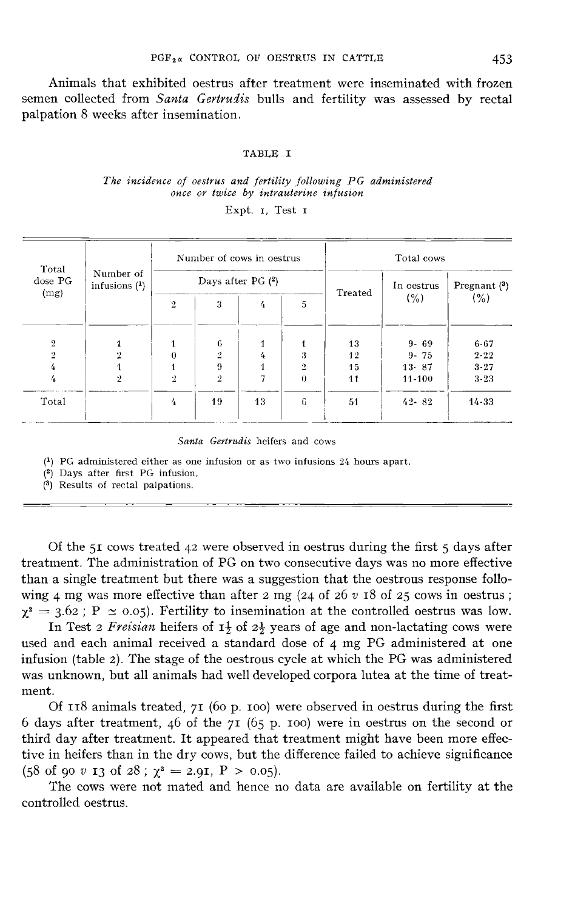Animals that exhibited oestrus after treatment were inseminated with frozen semen collected from *Santa Gertrudis* bulls and fertility was assessed by rectal palpation 8 weeks after insemination.

TABLE I

*The incidence of oestrus and fertility following PG administered once or twice by intrauterine infusion*

Expt. 1, Test 1

| Total dose PG (mg) | Number of infusions [1] | Number of cows in oestrus | | | | Total cows | | |
|---|---|---|---|---|---|---|---|---|
| | | Days after PG [2] | | | | Treated | In oestrus (%) | Pregnant [3] (%) |
| | | 2 | 3 | 4 | 5 | | | |
| 2 | 1 | 1 | 6 | 1 | 1 | 13 | 9- 69 | 6-67 |
| 2 | 2 | 0 | 2 | 4 | 3 | 12 | 9- 75 | 2-22 |
| 4 | 1 | 1 | 9 | 1 | 2 | 15 | 13- 87 | 3-27 |
| 4 | 2 | 2 | 2 | 7 | 0 | 11 | 11-100 | 3-23 |
| Total | | 4 | 19 | 13 | 6 | 51 | 42- 82 | 14-33 |

*Santa Gertrudis* heifers and cows

[1] PG administered either as one infusion or as two infusions 24 hours apart.
[2] Days after first PG infusion.
[3] Results of rectal palpations.

Of the 51 cows treated 42 were observed in oestrus during the first 5 days after treatment. The administration of PG on two consecutive days was no more effective than a single treatment but there was a suggestion that the oestrous response following 4 mg was more effective than after 2 mg (24 of 26 *v* 18 of 25 cows in oestrus ; $\chi^2 = 3.62$ ; $P \simeq 0.05$). Fertility to insemination at the controlled oestrus was low.

In Test 2 *Freisian* heifers of $1\frac{1}{2}$ of $2\frac{1}{2}$ years of age and non-lactating cows were used and each animal received a standard dose of 4 mg PG administered at one infusion (table 2). The stage of the oestrous cycle at which the PG was administered was unknown, but all animals had well developed corpora lutea at the time of treatment.

Of 118 animals treated, 71 (60 p. 100) were observed in oestrus during the first 6 days after treatment, 46 of the 71 (65 p. 100) were in oestrus on the second or third day after treatment. It appeared that treatment might have been more effective in heifers than in the dry cows, but the difference failed to achieve significance (58 of 90 *v* 13 of 28 ; $\chi^2 = 2.91$, $P > 0.05$).

The cows were not mated and hence no data are available on fertility at the controlled oestrus.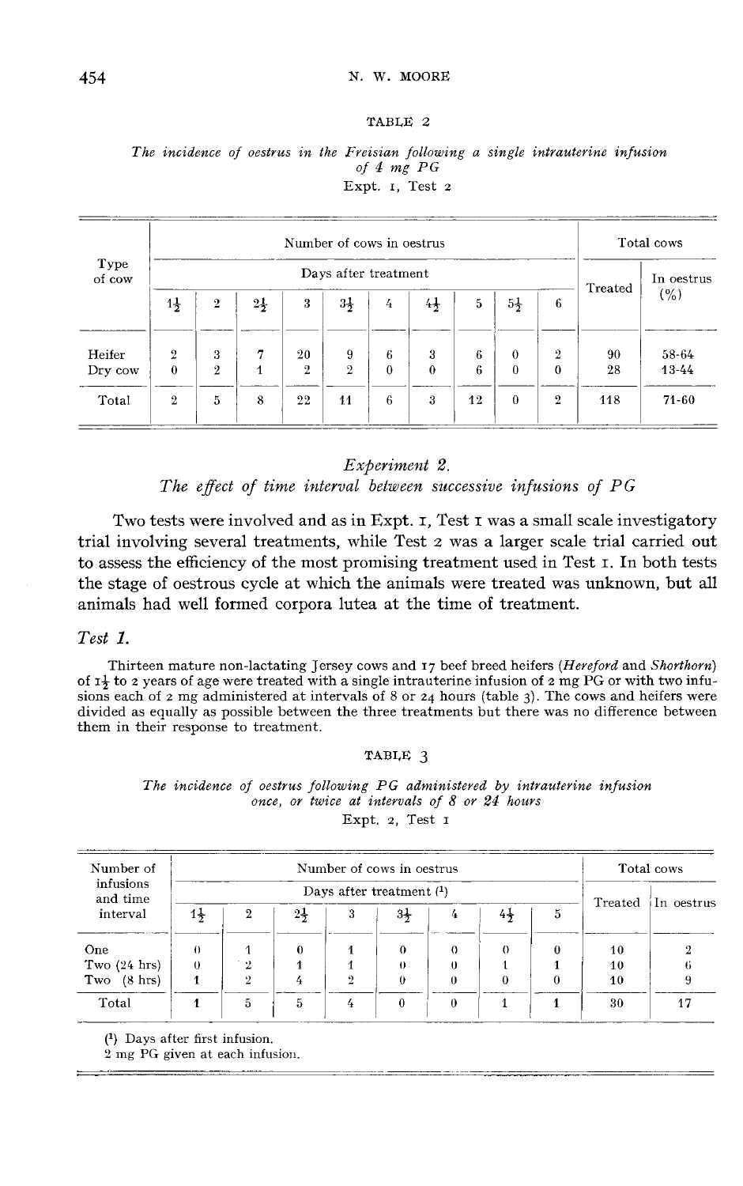TABLE 2

*The incidence of oestrus in the Freisian following a single intrauterine infusion of 4 mg PG*

Expt. 1, Test 2

| Type of cow | Number of cows in oestrus | | | | | | | | | | Total cows | |
|---|---|---|---|---|---|---|---|---|---|---|---|---|
| | Days after treatment | | | | | | | | | | Treated | In oestrus (%) |
| | $1\frac{1}{2}$ | 2 | $2\frac{1}{2}$ | 3 | $3\frac{1}{2}$ | 4 | $4\frac{1}{2}$ | 5 | $5\frac{1}{2}$ | 6 | | |
| Heifer | 2 | 3 | 7 | 20 | 9 | 6 | 3 | 6 | 0 | 2 | 90 | 58-64 |
| Dry cow | 0 | 2 | 1 | 2 | 2 | 0 | 0 | 6 | 0 | 0 | 28 | 13-44 |
| Total | 2 | 5 | 8 | 22 | 11 | 6 | 3 | 12 | 0 | 2 | 118 | 71-60 |

## Experiment 2.

### *The effect of time interval between successive infusions of PG*

Two tests were involved and as in Expt. 1, Test 1 was a small scale investigatory trial involving several treatments, while Test 2 was a larger scale trial carried out to assess the efficiency of the most promising treatment used in Test 1. In both tests the stage of oestrous cycle at which the animals were treated was unknown, but all animals had well formed corpora lutea at the time of treatment.

### *Test 1.*

Thirteen mature non-lactating Jersey cows and 17 beef breed heifers (*Hereford* and *Shorthorn*) of $1\frac{1}{2}$ to 2 years of age were treated with a single intrauterine infusion of 2 mg PG or with two infusions each of 2 mg administered at intervals of 8 or 24 hours (table 3). The cows and heifers were divided as equally as possible between the three treatments but there was no difference between them in their response to treatment.

TABLE 3

*The incidence of oestrus following PG administered by intrauterine infusion once, or twice at intervals of 8 or 24 hours*

Expt. 2, Test 1

| Number of infusions and time interval | Number of cows in oestrus | | | | | | | | Total cows | |
|---|---|---|---|---|---|---|---|---|---|---|
| | Days after treatment [1] | | | | | | | | Treated | In oestrus |
| | $1\frac{1}{2}$ | 2 | $2\frac{1}{2}$ | 3 | $3\frac{1}{2}$ | 4 | $4\frac{1}{2}$ | 5 | | |
| One | 0 | 1 | 0 | 1 | 0 | 0 | 0 | 0 | 10 | 2 |
| Two (24 hrs) | 0 | 2 | 1 | 1 | 0 | 0 | 1 | 1 | 10 | 6 |
| Two (8 hrs) | 1 | 2 | 4 | 2 | 0 | 0 | 0 | 0 | 10 | 9 |
| Total | 1 | 5 | 5 | 4 | 0 | 0 | 1 | 1 | 30 | 17 |

[1] Days after first infusion.
2 mg PG given at each infusion.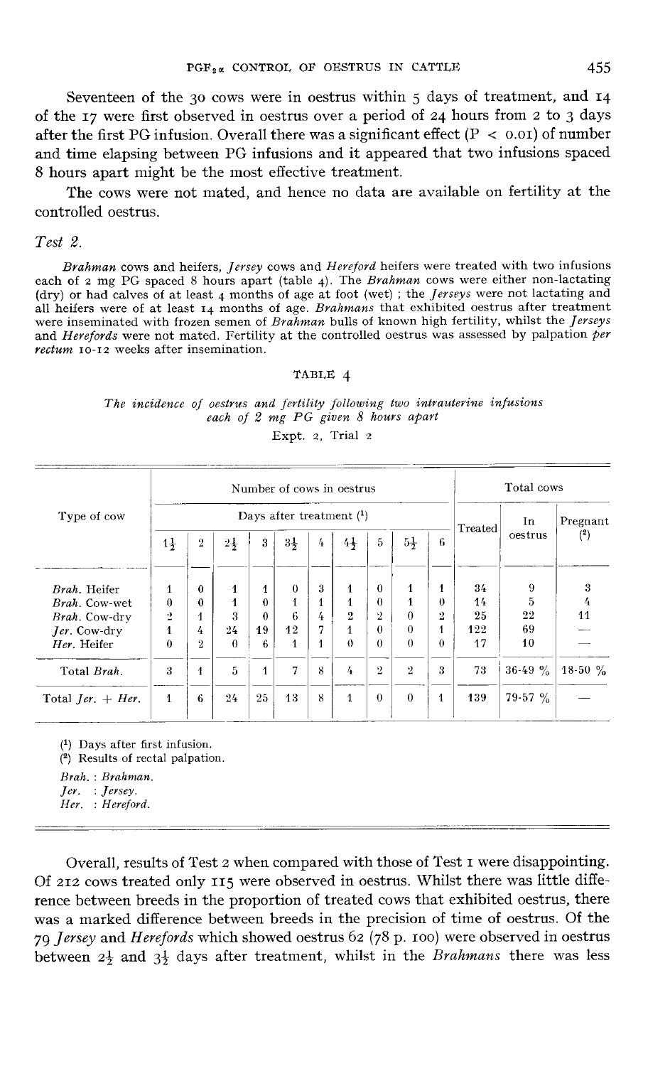Seventeen of the 30 cows were in oestrus within 5 days of treatment, and 14 of the 17 were first observed in oestrus over a period of 24 hours from 2 to 3 days after the first PG infusion. Overall there was a significant effect ($P < 0.01$) of number and time elapsing between PG infusions and it appeared that two infusions spaced 8 hours apart might be the most effective treatment.

The cows were not mated, and hence no data are available on fertility at the controlled oestrus.

*Test 2.*

*Brahman* cows and heifers, *Jersey* cows and *Hereford* heifers were treated with two infusions each of 2 mg PG spaced 8 hours apart (table 4). The *Brahman* cows were either non-lactating (dry) or had calves of at least 4 months of age at foot (wet) ; the *Jerseys* were not lactating and all heifers were of at least 14 months of age. *Brahmans* that exhibited oestrus after treatment were inseminated with frozen semen of *Brahman* bulls of known high fertility, whilst the *Jerseys* and *Herefords* were not mated. Fertility at the controlled oestrus was assessed by palpation *per rectum* 10-12 weeks after insemination.

TABLE 4

*The incidence of oestrus and fertility following two intrauterine infusions each of 2 mg PG given 8 hours apart*

Expt. 2, Trial 2

| Type of cow | Number of cows in oestrus | | | | | | | | | | Total cows | | |
|---|---|---|---|---|---|---|---|---|---|---|---|---|---|
| | Days after treatment [1] | | | | | | | | | | Treated | In oestrus | Pregnant [2] |
| | 1½ | 2 | 2½ | 3 | 3½ | 4 | 4½ | 5 | 5½ | 6 | | | |
| *Brah.* Heifer | 1 | 0 | 1 | 1 | 0 | 3 | 1 | 0 | 1 | 1 | 34 | 9 | 3 |
| *Brah.* Cow-wet | 0 | 0 | 1 | 0 | 1 | 1 | 1 | 0 | 1 | 0 | 14 | 5 | 4 |
| *Brah.* Cow-dry | 2 | 1 | 3 | 0 | 6 | 4 | 2 | 2 | 0 | 2 | 25 | 22 | 11 |
| *Jer.* Cow-dry | 1 | 4 | 24 | 19 | 12 | 7 | 1 | 0 | 0 | 1 | 122 | 69 | — |
| *Her.* Heifer | 0 | 2 | 0 | 6 | 1 | 1 | 0 | 0 | 0 | 0 | 17 | 10 | — |
| Total *Brah.* | 3 | 1 | 5 | 1 | 7 | 8 | 4 | 2 | 2 | 3 | 73 | 36-49 % | 18-50 % |
| Total *Jer.* + *Her.* | 1 | 6 | 24 | 25 | 13 | 8 | 1 | 0 | 0 | 1 | 139 | 79-57 % | — |

(1) Days after first infusion.
(2) Results of rectal palpation.

*Brah.* : *Brahman.*
*Jer.* : *Jersey.*
*Her.* : *Hereford.*

Overall, results of Test 2 when compared with those of Test 1 were disappointing. Of 212 cows treated only 115 were observed in oestrus. Whilst there was little difference between breeds in the proportion of treated cows that exhibited oestrus, there was a marked difference between breeds in the precision of time of oestrus. Of the 79 *Jersey* and *Herefords* which showed oestrus 62 (78 p. 100) were observed in oestrus between 2½ and 3½ days after treatment, whilst in the *Brahmans* there was less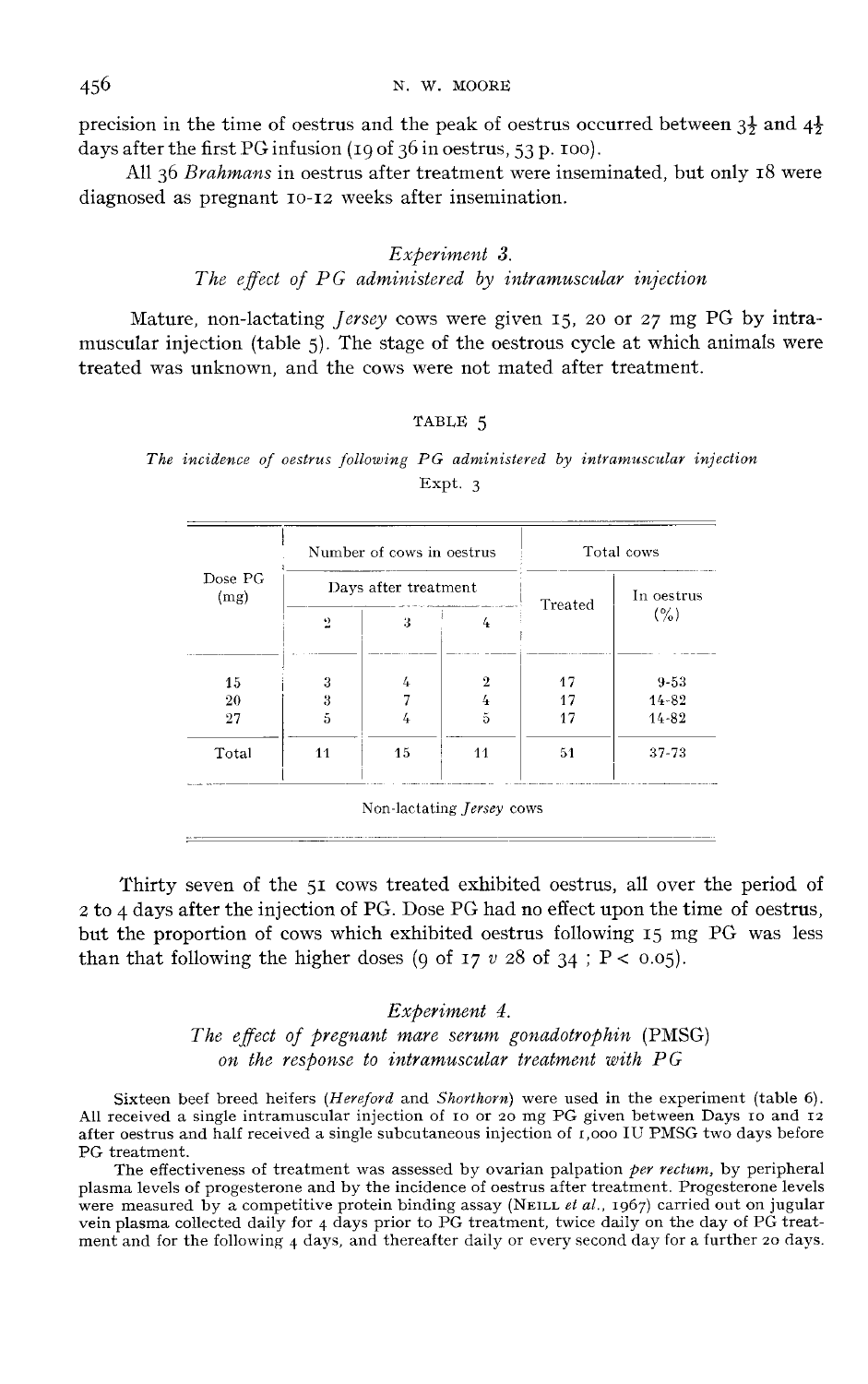precision in the time of oestrus and the peak of oestrus occurred between 3½ and 4½ days after the first PG infusion (19 of 36 in oestrus, 53 p. 100).

All 36 *Brahmans* in oestrus after treatment were inseminated, but only 18 were diagnosed as pregnant 10-12 weeks after insemination.

### *Experiment 3.*
### *The effect of PG administered by intramuscular injection*

Mature, non-lactating *Jersey* cows were given 15, 20 or 27 mg PG by intramuscular injection (table 5). The stage of the oestrous cycle at which animals were treated was unknown, and the cows were not mated after treatment.

TABLE 5

*The incidence of oestrus following PG administered by intramuscular injection*
Expt. 3

| Dose PG (mg) | Number of cows in oestrus | | | Total cows | |
|---|---|---|---|---|---|
| | Days after treatment | | | Treated | In oestrus (%) |
| | 2 | 3 | 4 | | |
| 15 | 3 | 4 | 2 | 17 | 9-53 |
| 20 | 3 | 7 | 4 | 17 | 14-82 |
| 27 | 5 | 4 | 5 | 17 | 14-82 |
| Total | 11 | 15 | 11 | 51 | 37-73 |

Non-lactating *Jersey* cows

Thirty seven of the 51 cows treated exhibited oestrus, all over the period of 2 to 4 days after the injection of PG. Dose PG had no effect upon the time of oestrus, but the proportion of cows which exhibited oestrus following 15 mg PG was less than that following the higher doses (9 of 17 *v* 28 of 34 ; $P < 0.05$).

### *Experiment 4.*
### *The effect of pregnant mare serum gonadotrophin (PMSG) on the response to intramuscular treatment with PG*

Sixteen beef breed heifers (*Hereford* and *Shorthorn*) were used in the experiment (table 6). All received a single intramuscular injection of 10 or 20 mg PG given between Days 10 and 12 after oestrus and half received a single subcutaneous injection of 1,000 IU PMSG two days before PG treatment.

The effectiveness of treatment was assessed by ovarian palpation *per rectum*, by peripheral plasma levels of progesterone and by the incidence of oestrus after treatment. Progesterone levels were measured by a competitive protein binding assay (NEILL *et al.*, 1967) carried out on jugular vein plasma collected daily for 4 days prior to PG treatment, twice daily on the day of PG treatment and for the following 4 days, and thereafter daily or every second day for a further 20 days.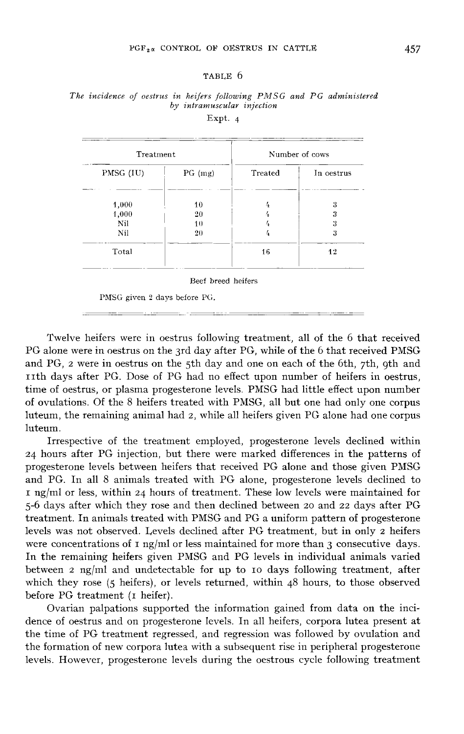TABLE 6

*The incidence of oestrus in heifers following PMSG and PG administered by intramuscular injection*

Expt. 4

| Treatment | | Number of cows | |
|---|---|---|---|
| PMSG (IU) | PG (mg) | Treated | In oestrus |
| 1,000 | 10 | 4 | 3 |
| 1,000 | 20 | 4 | 3 |
| Nil | 10 | 4 | 3 |
| Nil | 20 | 4 | 3 |
| Total | | 16 | 12 |

Beef breed heifers

PMSG given 2 days before PG.

Twelve heifers were in oestrus following treatment, all of the 6 that received PG alone were in oestrus on the 3rd day after PG, while of the 6 that received PMSG and PG, 2 were in oestrus on the 5th day and one on each of the 6th, 7th, 9th and 11th days after PG. Dose of PG had no effect upon number of heifers in oestrus, time of oestrus, or plasma progesterone levels. PMSG had little effect upon number of ovulations. Of the 8 heifers treated with PMSG, all but one had only one corpus luteum, the remaining animal had 2, while all heifers given PG alone had one corpus luteum.

Irrespective of the treatment employed, progesterone levels declined within 24 hours after PG injection, but there were marked differences in the patterns of progesterone levels between heifers that received PG alone and those given PMSG and PG. In all 8 animals treated with PG alone, progesterone levels declined to 1 ng/ml or less, within 24 hours of treatment. These low levels were maintained for 5-6 days after which they rose and then declined between 20 and 22 days after PG treatment. In animals treated with PMSG and PG a uniform pattern of progesterone levels was not observed. Levels declined after PG treatment, but in only 2 heifers were concentrations of 1 ng/ml or less maintained for more than 3 consecutive days. In the remaining heifers given PMSG and PG levels in individual animals varied between 2 ng/ml and undetectable for up to 10 days following treatment, after which they rose (5 heifers), or levels returned, within 48 hours, to those observed before PG treatment (1 heifer).

Ovarian palpations supported the information gained from data on the incidence of oestrus and on progesterone levels. In all heifers, corpora lutea present at the time of PG treatment regressed, and regression was followed by ovulation and the formation of new corpora lutea with a subsequent rise in peripheral progesterone levels. However, progesterone levels during the oestrous cycle following treatment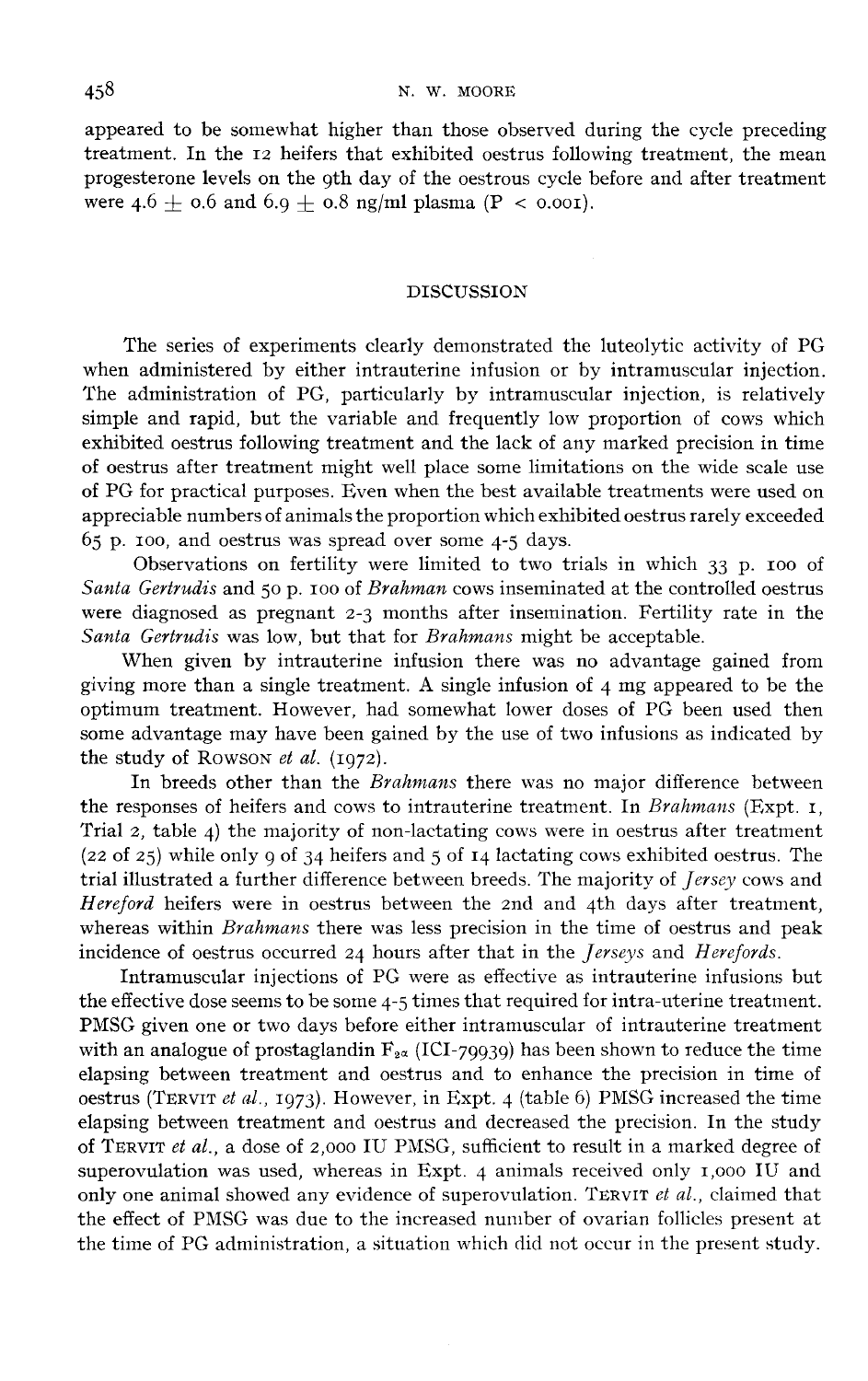appeared to be somewhat higher than those observed during the cycle preceding treatment. In the 12 heifers that exhibited oestrus following treatment, the mean progesterone levels on the 9th day of the oestrous cycle before and after treatment were $4.6 \pm 0.6$ and $6.9 \pm 0.8$ ng/ml plasma ($P < 0.001$).

## DISCUSSION

The series of experiments clearly demonstrated the luteolytic activity of PG when administered by either intrauterine infusion or by intramuscular injection. The administration of PG, particularly by intramuscular injection, is relatively simple and rapid, but the variable and frequently low proportion of cows which exhibited oestrus following treatment and the lack of any marked precision in time of oestrus after treatment might well place some limitations on the wide scale use of PG for practical purposes. Even when the best available treatments were used on appreciable numbers of animals the proportion which exhibited oestrus rarely exceeded 65 p. 100, and oestrus was spread over some 4-5 days.

Observations on fertility were limited to two trials in which 33 p. 100 of *Santa Gertrudis* and 50 p. 100 of *Brahman* cows inseminated at the controlled oestrus were diagnosed as pregnant 2-3 months after insemination. Fertility rate in the *Santa Gertrudis* was low, but that for *Brahmans* might be acceptable.

When given by intrauterine infusion there was no advantage gained from giving more than a single treatment. A single infusion of 4 mg appeared to be the optimum treatment. However, had somewhat lower doses of PG been used then some advantage may have been gained by the use of two infusions as indicated by the study of Rowson *et al.* (1972).

In breeds other than the *Brahmans* there was no major difference between the responses of heifers and cows to intrauterine treatment. In *Brahmans* (Expt. 1, Trial 2, table 4) the majority of non-lactating cows were in oestrus after treatment (22 of 25) while only 9 of 34 heifers and 5 of 14 lactating cows exhibited oestrus. The trial illustrated a further difference between breeds. The majority of *Jersey* cows and *Hereford* heifers were in oestrus between the 2nd and 4th days after treatment, whereas within *Brahmans* there was less precision in the time of oestrus and peak incidence of oestrus occurred 24 hours after that in the *Jerseys* and *Herefords*.

Intramuscular injections of PG were as effective as intrauterine infusions but the effective dose seems to be some 4-5 times that required for intra-uterine treatment. PMSG given one or two days before either intramuscular of intrauterine treatment with an analogue of prostaglandin $F_{2\alpha}$ (ICI-79939) has been shown to reduce the time elapsing between treatment and oestrus and to enhance the precision in time of oestrus (Tervit *et al.*, 1973). However, in Expt. 4 (table 6) PMSG increased the time elapsing between treatment and oestrus and decreased the precision. In the study of Tervit *et al.*, a dose of 2,000 IU PMSG, sufficient to result in a marked degree of superovulation was used, whereas in Expt. 4 animals received only 1,000 IU and only one animal showed any evidence of superovulation. Tervit *et al.*, claimed that the effect of PMSG was due to the increased number of ovarian follicles present at the time of PG administration, a situation which did not occur in the present study.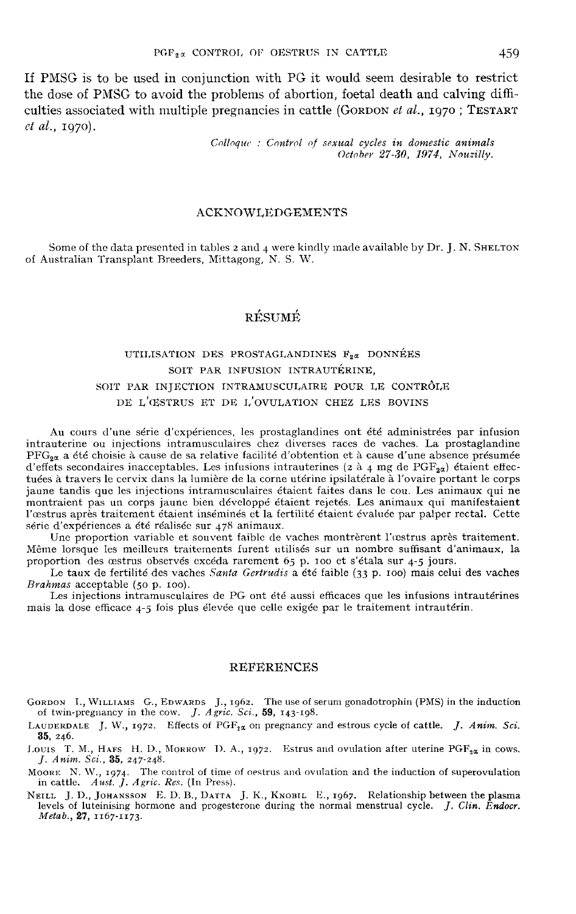If PMSG is to be used in conjunction with PG it would seem desirable to restrict the dose of PMSG to avoid the problems of abortion, foetal death and calving difficulties associated with multiple pregnancies in cattle (GORDON *et al.*, 1970 ; TESTART *et al.*, 1970).

*Colloque : Control of sexual cycles in domestic animals October 27-30, 1974, Nouzilly.*

## ACKNOWLEDGEMENTS

Some of the data presented in tables 2 and 4 were kindly made available by Dr. J. N. SHELTON of Australian Transplant Breeders, Mittagong, N. S. W.

## RÉSUMÉ

### UTILISATION DES PROSTAGLANDINES $F_{2\alpha}$ DONNÉES SOIT PAR INFUSION INTRAUTÉRINE, SOIT PAR INJECTION INTRAMUSCULAIRE POUR LE CONTRÔLE DE L'ŒSTRUS ET DE L'OVULATION CHEZ LES BOVINS

Au cours d'une série d'expériences, les prostaglandines ont été administrées par infusion intrauterine ou injections intramusculaires chez diverses races de vaches. La prostaglandine $PFG_{2\alpha}$ a été choisie à cause de sa relative facilité d'obtention et à cause d'une absence présumée d'effets secondaires inacceptables. Les infusions intrauterines (2 à 4 mg de $PGF_{2\alpha}$) étaient effectuées à travers le cervix dans la lumière de la corne utérine ipsilatérale à l'ovaire portant le corps jaune tandis que les injections intramusculaires étaient faites dans le cou. Les animaux qui ne montraient pas un corps jaune bien développé étaient rejetés. Les animaux qui manifestaient l'œstrus après traitement étaient inséminés et la fertilité était évaluée par palper rectal. Cette série d'expériences a été réalisée sur 478 animaux.

Une proportion variable et souvent faible de vaches montrèrent l'œstrus après traitement. Même lorsque les meilleurs traitements furent utilisés sur un nombre suffisant d'animaux, la proportion des œstrus observés excéda rarement 65 p. 100 et s'étala sur 4-5 jours.

Le taux de fertilité des vaches *Santa Gertrudis* a été faible (33 p. 100) mais celui des vaches *Brahmas* acceptable (50 p. 100).

Les injections intramusculaires de PG ont été aussi efficaces que les infusions intrautérines mais la dose efficace 4-5 fois plus élevée que celle exigée par le traitement intrautérin.

## REFERENCES

GORDON I., WILLIAMS G., EDWARDS J., 1962. The use of serum gonadotrophin (PMS) in the induction of twin-pregnancy in the cow. *J. Agric. Sci.*, **59**, 143-198.

LAUDERDALE J. W., 1972. Effects of $PGF_{2\alpha}$ on pregnancy and estrous cycle of cattle. *J. Anim. Sci.* **35**, 246.

LOUIS T. M., HAFS H. D., MORROW D. A., 1972. Estrus and ovulation after uterine $PGF_{2\alpha}$ in cows. *J. Anim. Sci.*, **35**, 247-248.

MOORE N. W., 1974. The control of time of oestrus and ovulation and the induction of superovulation in cattle. *Aust. J. Agric. Res.* (In Press).

NEILL J. D., JOHANSSON E. D. B., DATTA J. K., KNOBIL E., 1967. Relationship between the plasma levels of luteinising hormone and progesterone during the normal menstrual cycle. *J. Clin. Endocr. Metab.*, **27**, 1167-1173.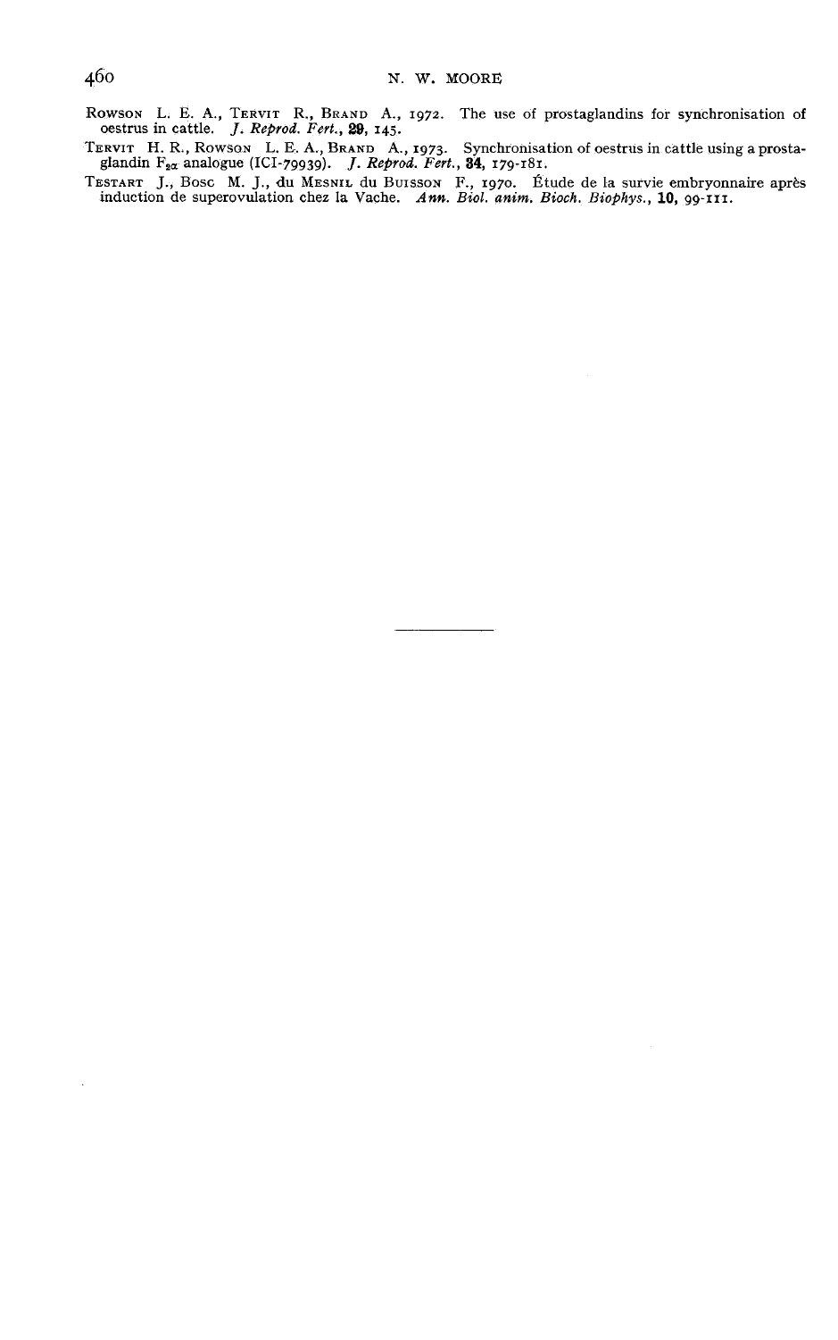ROWSON L. E. A., TERVIT R., BRAND A., 1972. The use of prostaglandins for synchronisation of oestrus in cattle. *J. Reprod. Fert.*, **29**, 145.

TERVIT H. R., ROWSON L. E. A., BRAND A., 1973. Synchronisation of oestrus in cattle using a prostaglandin $F_{2\alpha}$ analogue (ICI-79939). *J. Reprod. Fert.*, **34**, 179-181.

TESTART J., BOSC M. J., du MESNIL du BUISSON F., 1970. Étude de la survie embryonnaire après induction de superovulation chez la Vache. *Ann. Biol. anim. Bioch. Biophys.*, **10**, 99-111.